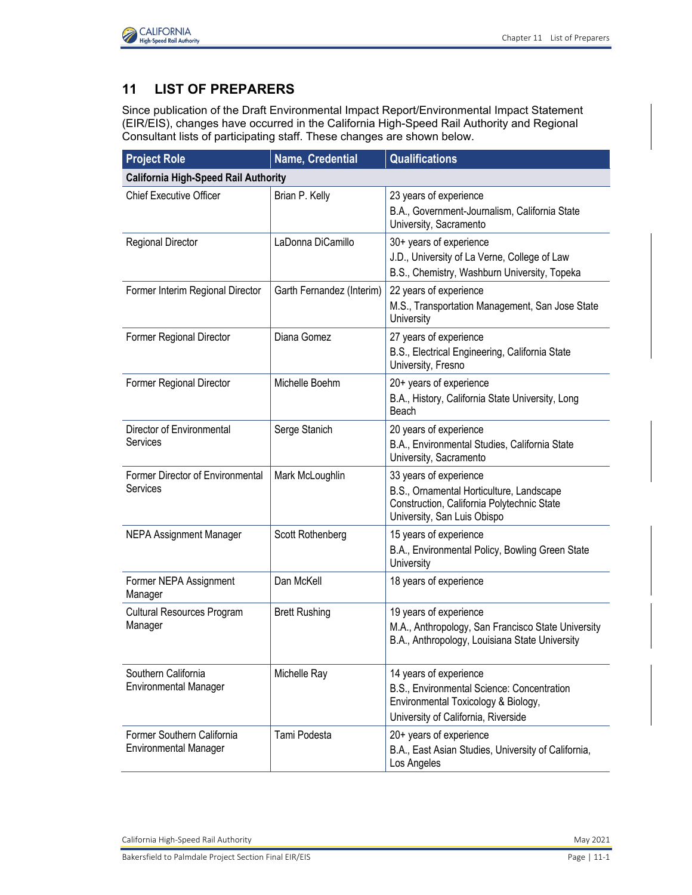# 11 LIST OF PREPARERS

Since publication of the Draft Environmental Impact Report/Environmental Impact Statement (EIR/EIS), changes have occurred in the California High-Speed Rail Authority and Regional Consultant lists of participating staff. These changes are shown below.

| Project Role | Name, Credential | Qualifications |
|---|---|---|
| **California High-Speed Rail Authority** | | |
| Chief Executive Officer | Brian P. Kelly | 23 years of experience<br>B.A., Government-Journalism, California State University, Sacramento |
| Regional Director | LaDonna DiCamillo | 30+ years of experience<br>J.D., University of La Verne, College of Law<br>B.S., Chemistry, Washburn University, Topeka |
| Former Interim Regional Director | Garth Fernandez (Interim) | 22 years of experience<br>M.S., Transportation Management, San Jose State University |
| Former Regional Director | Diana Gomez | 27 years of experience<br>B.S., Electrical Engineering, California State University, Fresno |
| Former Regional Director | Michelle Boehm | 20+ years of experience<br>B.A., History, California State University, Long Beach |
| Director of Environmental Services | Serge Stanich | 20 years of experience<br>B.A., Environmental Studies, California State University, Sacramento |
| Former Director of Environmental Services | Mark McLoughlin | 33 years of experience<br>B.S., Ornamental Horticulture, Landscape Construction, California Polytechnic State University, San Luis Obispo |
| NEPA Assignment Manager | Scott Rothenberg | 15 years of experience<br>B.A., Environmental Policy, Bowling Green State University |
| Former NEPA Assignment Manager | Dan McKell | 18 years of experience |
| Cultural Resources Program Manager | Brett Rushing | 19 years of experience<br>M.A., Anthropology, San Francisco State University<br>B.A., Anthropology, Louisiana State University |
| Southern California Environmental Manager | Michelle Ray | 14 years of experience<br>B.S., Environmental Science: Concentration Environmental Toxicology & Biology,<br>University of California, Riverside |
| Former Southern California Environmental Manager | Tami Podesta | 20+ years of experience<br>B.A., East Asian Studies, University of California, Los Angeles |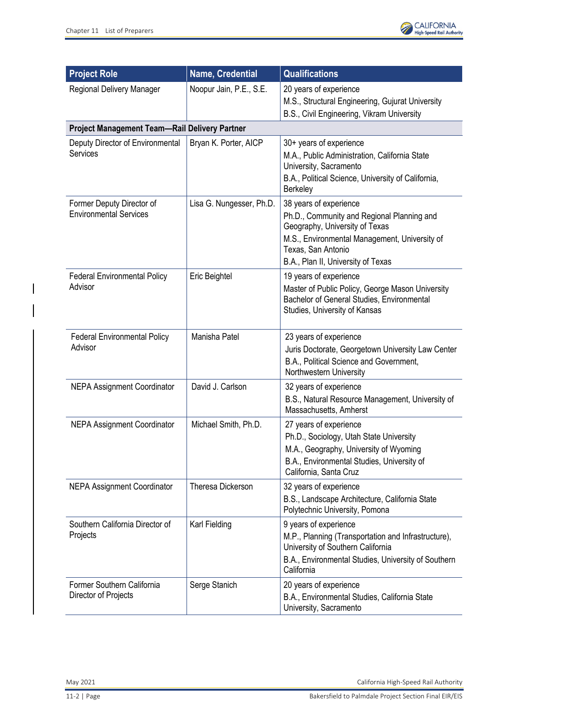| Project Role | Name, Credential | Qualifications |
| --- | --- | --- |
| Regional Delivery Manager | Noopur Jain, P.E., S.E. | 20 years of experience<br>M.S., Structural Engineering, Gujurat University<br>B.S., Civil Engineering, Vikram University |
| **Project Management Team—Rail Delivery Partner** | | |
| Deputy Director of Environmental Services | Bryan K. Porter, AICP | 30+ years of experience<br>M.A., Public Administration, California State University, Sacramento<br>B.A., Political Science, University of California, Berkeley |
| Former Deputy Director of Environmental Services | Lisa G. Nungesser, Ph.D. | 38 years of experience<br>Ph.D., Community and Regional Planning and Geography, University of Texas<br>M.S., Environmental Management, University of Texas, San Antonio<br>B.A., Plan II, University of Texas |
| Federal Environmental Policy Advisor | Eric Beightel | 19 years of experience<br>Master of Public Policy, George Mason University<br>Bachelor of General Studies, Environmental Studies, University of Kansas |
| Federal Environmental Policy Advisor | Manisha Patel | 23 years of experience<br>Juris Doctorate, Georgetown University Law Center<br>B.A., Political Science and Government, Northwestern University |
| NEPA Assignment Coordinator | David J. Carlson | 32 years of experience<br>B.S., Natural Resource Management, University of Massachusetts, Amherst |
| NEPA Assignment Coordinator | Michael Smith, Ph.D. | 27 years of experience<br>Ph.D., Sociology, Utah State University<br>M.A., Geography, University of Wyoming<br>B.A., Environmental Studies, University of California, Santa Cruz |
| NEPA Assignment Coordinator | Theresa Dickerson | 32 years of experience<br>B.S., Landscape Architecture, California State Polytechnic University, Pomona |
| Southern California Director of Projects | Karl Fielding | 9 years of experience<br>M.P., Planning (Transportation and Infrastructure), University of Southern California<br>B.A., Environmental Studies, University of Southern California |
| Former Southern California Director of Projects | Serge Stanich | 20 years of experience<br>B.A., Environmental Studies, California State University, Sacramento |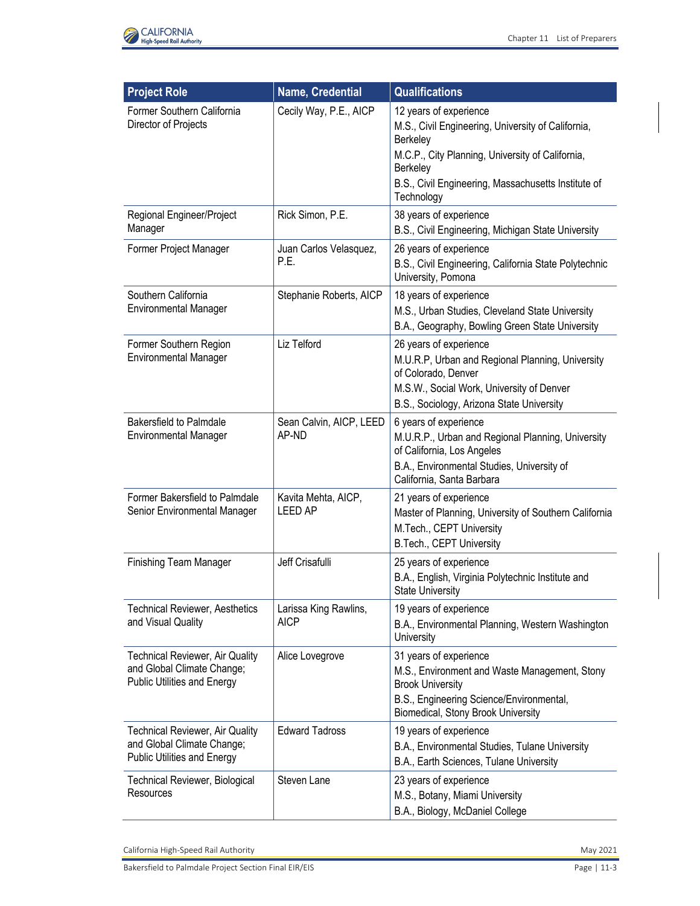| Project Role | Name, Credential | Qualifications |
|---|---|---|
| Former Southern California Director of Projects | Cecily Way, P.E., AICP | 12 years of experience<br>M.S., Civil Engineering, University of California, Berkeley<br>M.C.P., City Planning, University of California, Berkeley<br>B.S., Civil Engineering, Massachusetts Institute of Technology |
| Regional Engineer/Project Manager | Rick Simon, P.E. | 38 years of experience<br>B.S., Civil Engineering, Michigan State University |
| Former Project Manager | Juan Carlos Velasquez, P.E. | 26 years of experience<br>B.S., Civil Engineering, California State Polytechnic University, Pomona |
| Southern California Environmental Manager | Stephanie Roberts, AICP | 18 years of experience<br>M.S., Urban Studies, Cleveland State University<br>B.A., Geography, Bowling Green State University |
| Former Southern Region Environmental Manager | Liz Telford | 26 years of experience<br>M.U.R.P, Urban and Regional Planning, University of Colorado, Denver<br>M.S.W., Social Work, University of Denver<br>B.S., Sociology, Arizona State University |
| Bakersfield to Palmdale Environmental Manager | Sean Calvin, AICP, LEED AP-ND | 6 years of experience<br>M.U.R.P., Urban and Regional Planning, University of California, Los Angeles<br>B.A., Environmental Studies, University of California, Santa Barbara |
| Former Bakersfield to Palmdale Senior Environmental Manager | Kavita Mehta, AICP, LEED AP | 21 years of experience<br>Master of Planning, University of Southern California<br>M.Tech., CEPT University<br>B.Tech., CEPT University |
| Finishing Team Manager | Jeff Crisafulli | 25 years of experience<br>B.A., English, Virginia Polytechnic Institute and State University |
| Technical Reviewer, Aesthetics and Visual Quality | Larissa King Rawlins, AICP | 19 years of experience<br>B.A., Environmental Planning, Western Washington University |
| Technical Reviewer, Air Quality and Global Climate Change; Public Utilities and Energy | Alice Lovegrove | 31 years of experience<br>M.S., Environment and Waste Management, Stony Brook University<br>B.S., Engineering Science/Environmental, Biomedical, Stony Brook University |
| Technical Reviewer, Air Quality and Global Climate Change; Public Utilities and Energy | Edward Tadross | 19 years of experience<br>B.A., Environmental Studies, Tulane University<br>B.A., Earth Sciences, Tulane University |
| Technical Reviewer, Biological Resources | Steven Lane | 23 years of experience<br>M.S., Botany, Miami University<br>B.A., Biology, McDaniel College |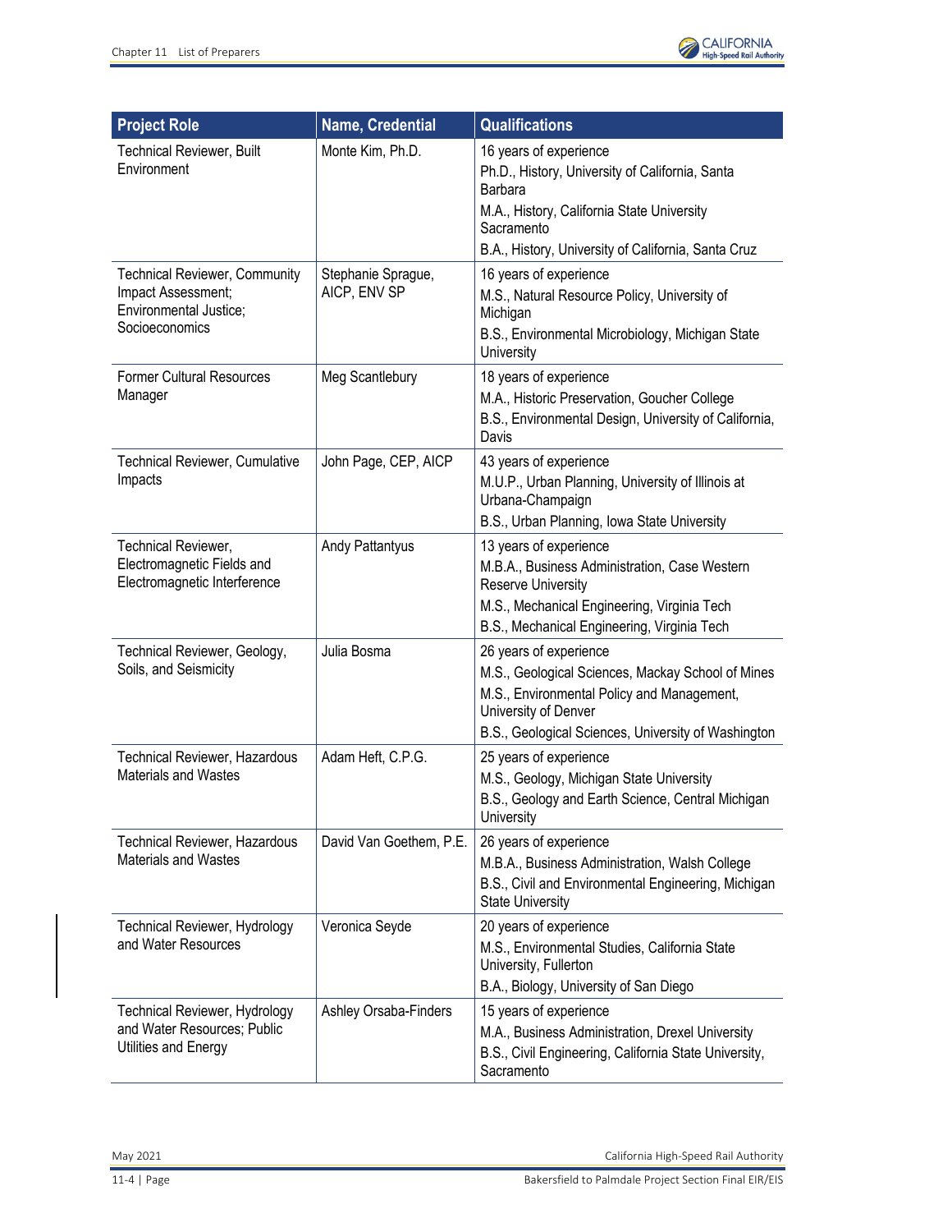| Project Role | Name, Credential | Qualifications |
| --- | --- | --- |
| Technical Reviewer, Built Environment | Monte Kim, Ph.D. | 16 years of experience<br>Ph.D., History, University of California, Santa Barbara<br>M.A., History, California State University Sacramento<br>B.A., History, University of California, Santa Cruz |
| Technical Reviewer, Community Impact Assessment; Environmental Justice; Socioeconomics | Stephanie Sprague, AICP, ENV SP | 16 years of experience<br>M.S., Natural Resource Policy, University of Michigan<br>B.S., Environmental Microbiology, Michigan State University |
| Former Cultural Resources Manager | Meg Scantlebury | 18 years of experience<br>M.A., Historic Preservation, Goucher College<br>B.S., Environmental Design, University of California, Davis |
| Technical Reviewer, Cumulative Impacts | John Page, CEP, AICP | 43 years of experience<br>M.U.P., Urban Planning, University of Illinois at Urbana-Champaign<br>B.S., Urban Planning, Iowa State University |
| Technical Reviewer, Electromagnetic Fields and Electromagnetic Interference | Andy Pattantyus | 13 years of experience<br>M.B.A., Business Administration, Case Western Reserve University<br>M.S., Mechanical Engineering, Virginia Tech<br>B.S., Mechanical Engineering, Virginia Tech |
| Technical Reviewer, Geology, Soils, and Seismicity | Julia Bosma | 26 years of experience<br>M.S., Geological Sciences, Mackay School of Mines<br>M.S., Environmental Policy and Management, University of Denver<br>B.S., Geological Sciences, University of Washington |
| Technical Reviewer, Hazardous Materials and Wastes | Adam Heft, C.P.G. | 25 years of experience<br>M.S., Geology, Michigan State University<br>B.S., Geology and Earth Science, Central Michigan University |
| Technical Reviewer, Hazardous Materials and Wastes | David Van Goethem, P.E. | 26 years of experience<br>M.B.A., Business Administration, Walsh College<br>B.S., Civil and Environmental Engineering, Michigan State University |
| Technical Reviewer, Hydrology and Water Resources | Veronica Seyde | 20 years of experience<br>M.S., Environmental Studies, California State University, Fullerton<br>B.A., Biology, University of San Diego |
| Technical Reviewer, Hydrology and Water Resources; Public Utilities and Energy | Ashley Orsaba-Finders | 15 years of experience<br>M.A., Business Administration, Drexel University<br>B.S., Civil Engineering, California State University, Sacramento |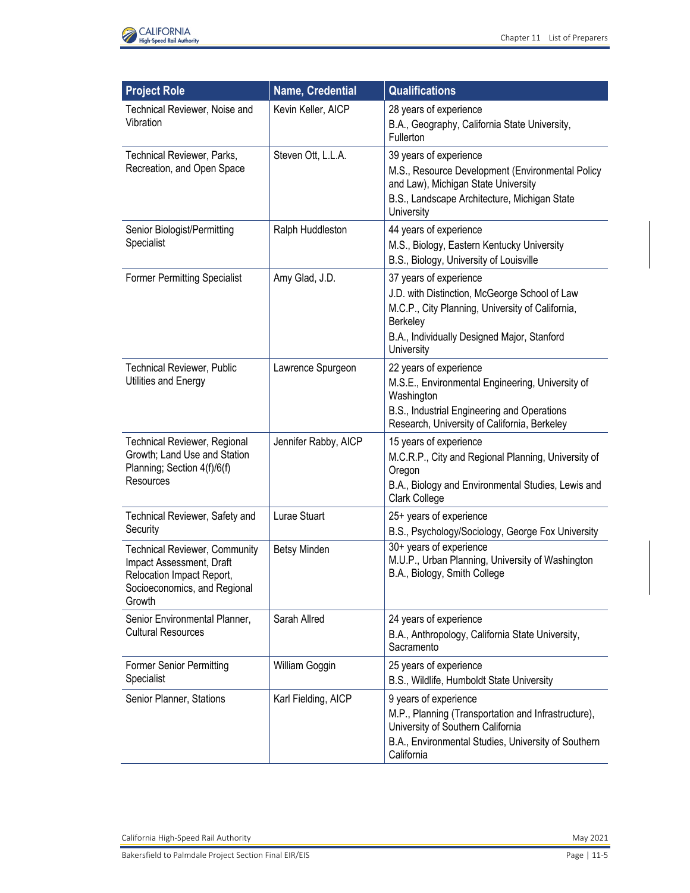| Project Role | Name, Credential | Qualifications |
|---|---|---|
| Technical Reviewer, Noise and Vibration | Kevin Keller, AICP | 28 years of experience<br>B.A., Geography, California State University, Fullerton |
| Technical Reviewer, Parks, Recreation, and Open Space | Steven Ott, L.L.A. | 39 years of experience<br>M.S., Resource Development (Environmental Policy and Law), Michigan State University<br>B.S., Landscape Architecture, Michigan State University |
| Senior Biologist/Permitting Specialist | Ralph Huddleston | 44 years of experience<br>M.S., Biology, Eastern Kentucky University<br>B.S., Biology, University of Louisville |
| Former Permitting Specialist | Amy Glad, J.D. | 37 years of experience<br>J.D. with Distinction, McGeorge School of Law<br>M.C.P., City Planning, University of California, Berkeley<br>B.A., Individually Designed Major, Stanford University |
| Technical Reviewer, Public Utilities and Energy | Lawrence Spurgeon | 22 years of experience<br>M.S.E., Environmental Engineering, University of Washington<br>B.S., Industrial Engineering and Operations Research, University of California, Berkeley |
| Technical Reviewer, Regional Growth; Land Use and Station Planning; Section 4(f)/6(f) Resources | Jennifer Rabby, AICP | 15 years of experience<br>M.C.R.P., City and Regional Planning, University of Oregon<br>B.A., Biology and Environmental Studies, Lewis and Clark College |
| Technical Reviewer, Safety and Security | Lurae Stuart | 25+ years of experience<br>B.S., Psychology/Sociology, George Fox University |
| Technical Reviewer, Community Impact Assessment, Draft Relocation Impact Report, Socioeconomics, and Regional Growth | Betsy Minden | 30+ years of experience<br>M.U.P., Urban Planning, University of Washington<br>B.A., Biology, Smith College |
| Senior Environmental Planner, Cultural Resources | Sarah Allred | 24 years of experience<br>B.A., Anthropology, California State University, Sacramento |
| Former Senior Permitting Specialist | William Goggin | 25 years of experience<br>B.S., Wildlife, Humboldt State University |
| Senior Planner, Stations | Karl Fielding, AICP | 9 years of experience<br>M.P., Planning (Transportation and Infrastructure), University of Southern California<br>B.A., Environmental Studies, University of Southern California |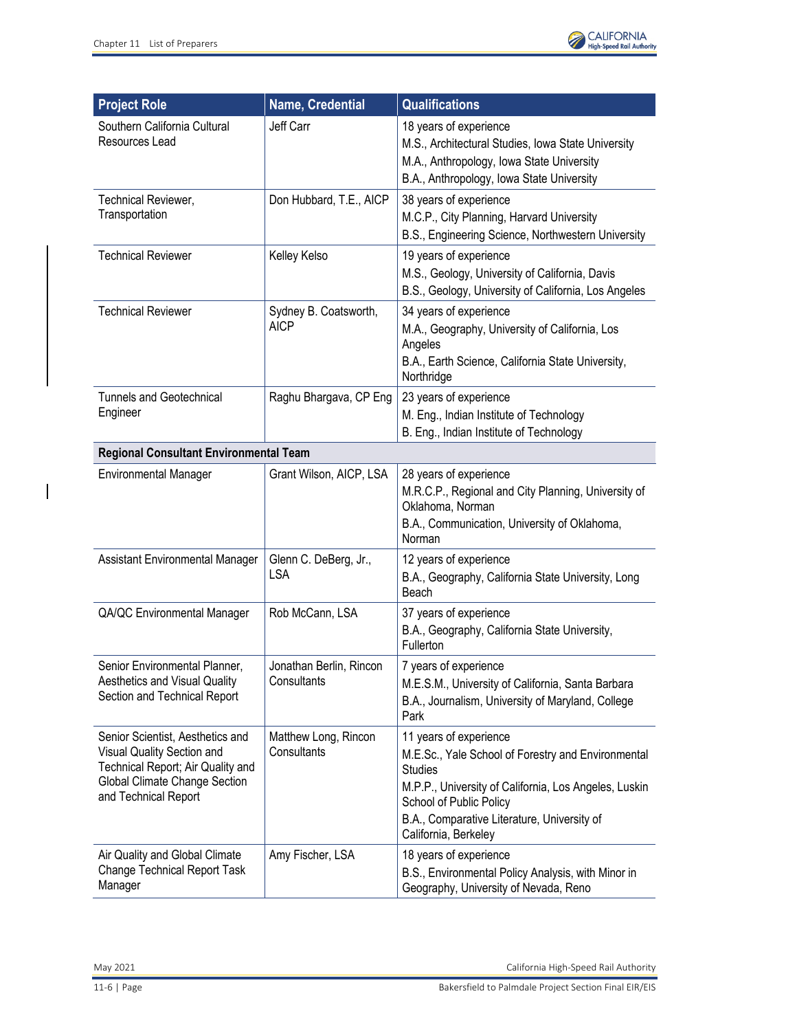| Project Role | Name, Credential | Qualifications |
| --- | --- | --- |
| Southern California Cultural Resources Lead | Jeff Carr | 18 years of experience<br>M.S., Architectural Studies, Iowa State University<br>M.A., Anthropology, Iowa State University<br>B.A., Anthropology, Iowa State University |
| Technical Reviewer, Transportation | Don Hubbard, T.E., AICP | 38 years of experience<br>M.C.P., City Planning, Harvard University<br>B.S., Engineering Science, Northwestern University |
| Technical Reviewer | Kelley Kelso | 19 years of experience<br>M.S., Geology, University of California, Davis<br>B.S., Geology, University of California, Los Angeles |
| Technical Reviewer | Sydney B. Coatsworth, AICP | 34 years of experience<br>M.A., Geography, University of California, Los Angeles<br>B.A., Earth Science, California State University, Northridge |
| Tunnels and Geotechnical Engineer | Raghu Bhargava, CP Eng | 23 years of experience<br>M. Eng., Indian Institute of Technology<br>B. Eng., Indian Institute of Technology |
| **Regional Consultant Environmental Team** | | |
| Environmental Manager | Grant Wilson, AICP, LSA | 28 years of experience<br>M.R.C.P., Regional and City Planning, University of Oklahoma, Norman<br>B.A., Communication, University of Oklahoma, Norman |
| Assistant Environmental Manager | Glenn C. DeBerg, Jr., LSA | 12 years of experience<br>B.A., Geography, California State University, Long Beach |
| QA/QC Environmental Manager | Rob McCann, LSA | 37 years of experience<br>B.A., Geography, California State University, Fullerton |
| Senior Environmental Planner, Aesthetics and Visual Quality Section and Technical Report | Jonathan Berlin, Rincon Consultants | 7 years of experience<br>M.E.S.M., University of California, Santa Barbara<br>B.A., Journalism, University of Maryland, College Park |
| Senior Scientist, Aesthetics and Visual Quality Section and Technical Report; Air Quality and Global Climate Change Section and Technical Report | Matthew Long, Rincon Consultants | 11 years of experience<br>M.E.Sc., Yale School of Forestry and Environmental Studies<br>M.P.P., University of California, Los Angeles, Luskin School of Public Policy<br>B.A., Comparative Literature, University of California, Berkeley |
| Air Quality and Global Climate Change Technical Report Task Manager | Amy Fischer, LSA | 18 years of experience<br>B.S., Environmental Policy Analysis, with Minor in Geography, University of Nevada, Reno |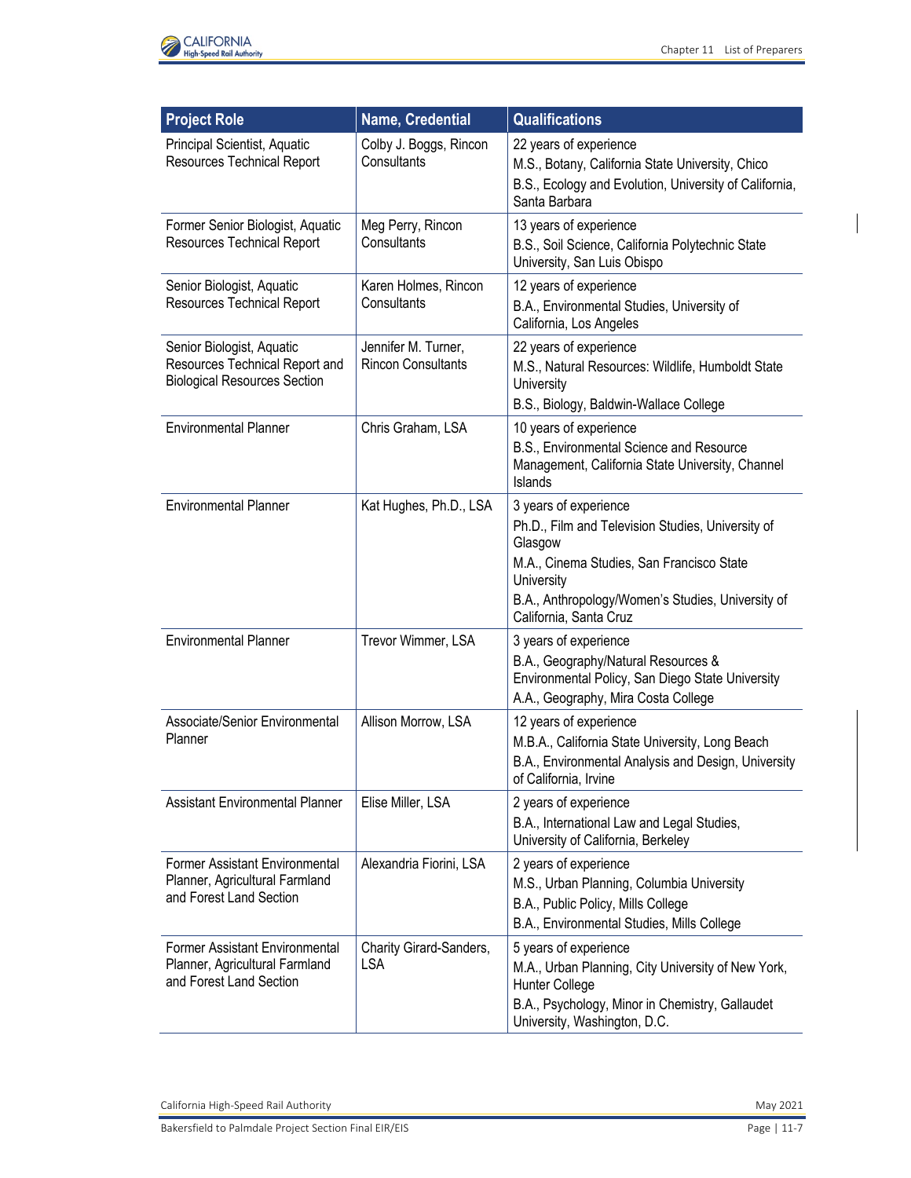| Project Role | Name, Credential | Qualifications |
|---|---|---|
| Principal Scientist, Aquatic Resources Technical Report | Colby J. Boggs, Rincon Consultants | 22 years of experience<br>M.S., Botany, California State University, Chico<br>B.S., Ecology and Evolution, University of California, Santa Barbara |
| Former Senior Biologist, Aquatic Resources Technical Report | Meg Perry, Rincon Consultants | 13 years of experience<br>B.S., Soil Science, California Polytechnic State University, San Luis Obispo |
| Senior Biologist, Aquatic Resources Technical Report | Karen Holmes, Rincon Consultants | 12 years of experience<br>B.A., Environmental Studies, University of California, Los Angeles |
| Senior Biologist, Aquatic Resources Technical Report and Biological Resources Section | Jennifer M. Turner, Rincon Consultants | 22 years of experience<br>M.S., Natural Resources: Wildlife, Humboldt State University<br>B.S., Biology, Baldwin-Wallace College |
| Environmental Planner | Chris Graham, LSA | 10 years of experience<br>B.S., Environmental Science and Resource Management, California State University, Channel Islands |
| Environmental Planner | Kat Hughes, Ph.D., LSA | 3 years of experience<br>Ph.D., Film and Television Studies, University of Glasgow<br>M.A., Cinema Studies, San Francisco State University<br>B.A., Anthropology/Women's Studies, University of California, Santa Cruz |
| Environmental Planner | Trevor Wimmer, LSA | 3 years of experience<br>B.A., Geography/Natural Resources & Environmental Policy, San Diego State University<br>A.A., Geography, Mira Costa College |
| Associate/Senior Environmental Planner | Allison Morrow, LSA | 12 years of experience<br>M.B.A., California State University, Long Beach<br>B.A., Environmental Analysis and Design, University of California, Irvine |
| Assistant Environmental Planner | Elise Miller, LSA | 2 years of experience<br>B.A., International Law and Legal Studies, University of California, Berkeley |
| Former Assistant Environmental Planner, Agricultural Farmland and Forest Land Section | Alexandria Fiorini, LSA | 2 years of experience<br>M.S., Urban Planning, Columbia University<br>B.A., Public Policy, Mills College<br>B.A., Environmental Studies, Mills College |
| Former Assistant Environmental Planner, Agricultural Farmland and Forest Land Section | Charity Girard-Sanders, LSA | 5 years of experience<br>M.A., Urban Planning, City University of New York, Hunter College<br>B.A., Psychology, Minor in Chemistry, Gallaudet University, Washington, D.C. |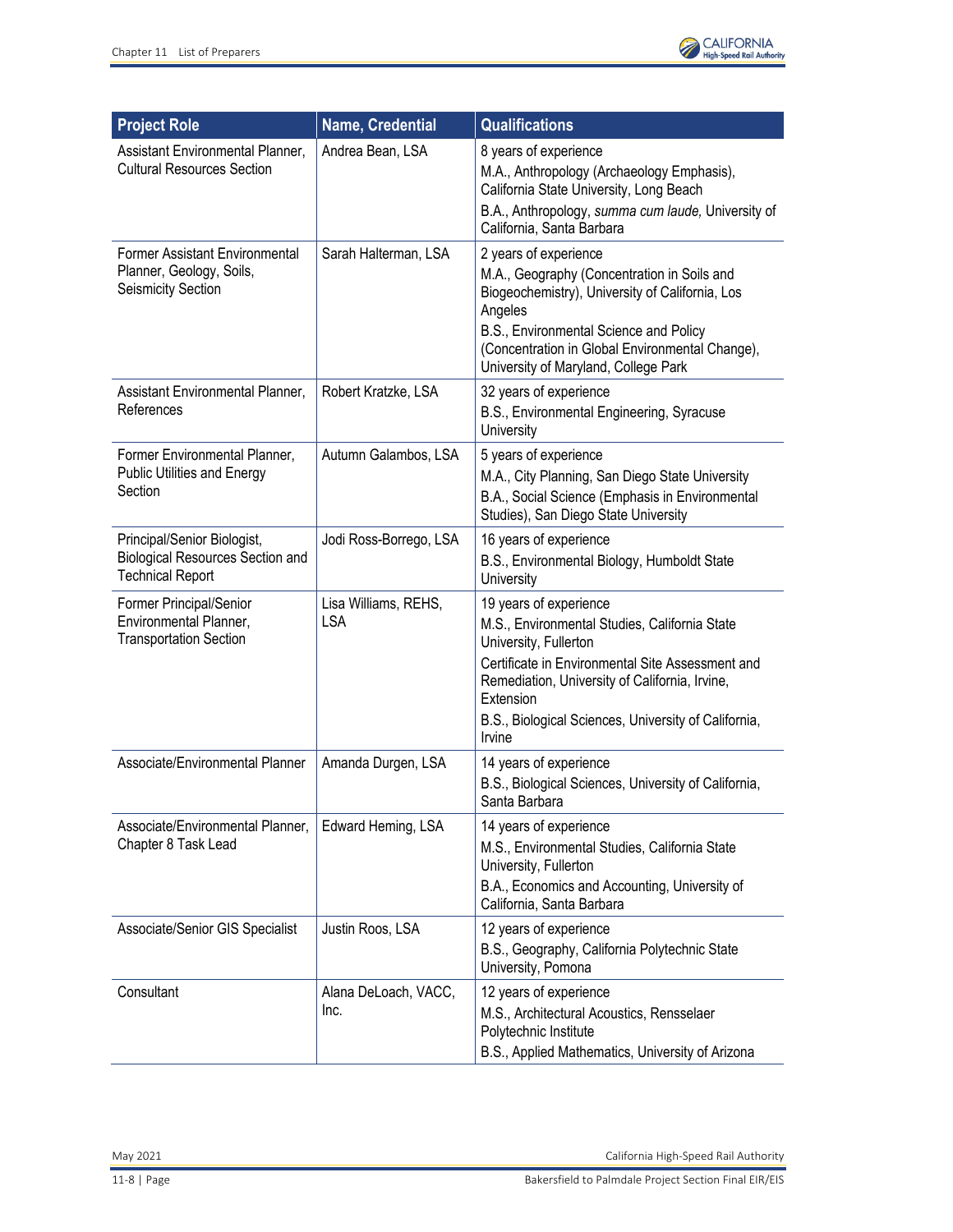| Project Role | Name, Credential | Qualifications |
|---|---|---|
| Assistant Environmental Planner, Cultural Resources Section | Andrea Bean, LSA | 8 years of experience<br>M.A., Anthropology (Archaeology Emphasis), California State University, Long Beach<br>B.A., Anthropology, *summa cum laude,* University of California, Santa Barbara |
| Former Assistant Environmental Planner, Geology, Soils, Seismicity Section | Sarah Halterman, LSA | 2 years of experience<br>M.A., Geography (Concentration in Soils and Biogeochemistry), University of California, Los Angeles<br>B.S., Environmental Science and Policy (Concentration in Global Environmental Change), University of Maryland, College Park |
| Assistant Environmental Planner, References | Robert Kratzke, LSA | 32 years of experience<br>B.S., Environmental Engineering, Syracuse University |
| Former Environmental Planner, Public Utilities and Energy Section | Autumn Galambos, LSA | 5 years of experience<br>M.A., City Planning, San Diego State University<br>B.A., Social Science (Emphasis in Environmental Studies), San Diego State University |
| Principal/Senior Biologist, Biological Resources Section and Technical Report | Jodi Ross-Borrego, LSA | 16 years of experience<br>B.S., Environmental Biology, Humboldt State University |
| Former Principal/Senior Environmental Planner, Transportation Section | Lisa Williams, REHS, LSA | 19 years of experience<br>M.S., Environmental Studies, California State University, Fullerton<br>Certificate in Environmental Site Assessment and Remediation, University of California, Irvine, Extension<br>B.S., Biological Sciences, University of California, Irvine |
| Associate/Environmental Planner | Amanda Durgen, LSA | 14 years of experience<br>B.S., Biological Sciences, University of California, Santa Barbara |
| Associate/Environmental Planner, Chapter 8 Task Lead | Edward Heming, LSA | 14 years of experience<br>M.S., Environmental Studies, California State University, Fullerton<br>B.A., Economics and Accounting, University of California, Santa Barbara |
| Associate/Senior GIS Specialist | Justin Roos, LSA | 12 years of experience<br>B.S., Geography, California Polytechnic State University, Pomona |
| Consultant | Alana DeLoach, VACC, Inc. | 12 years of experience<br>M.S., Architectural Acoustics, Rensselaer Polytechnic Institute<br>B.S., Applied Mathematics, University of Arizona |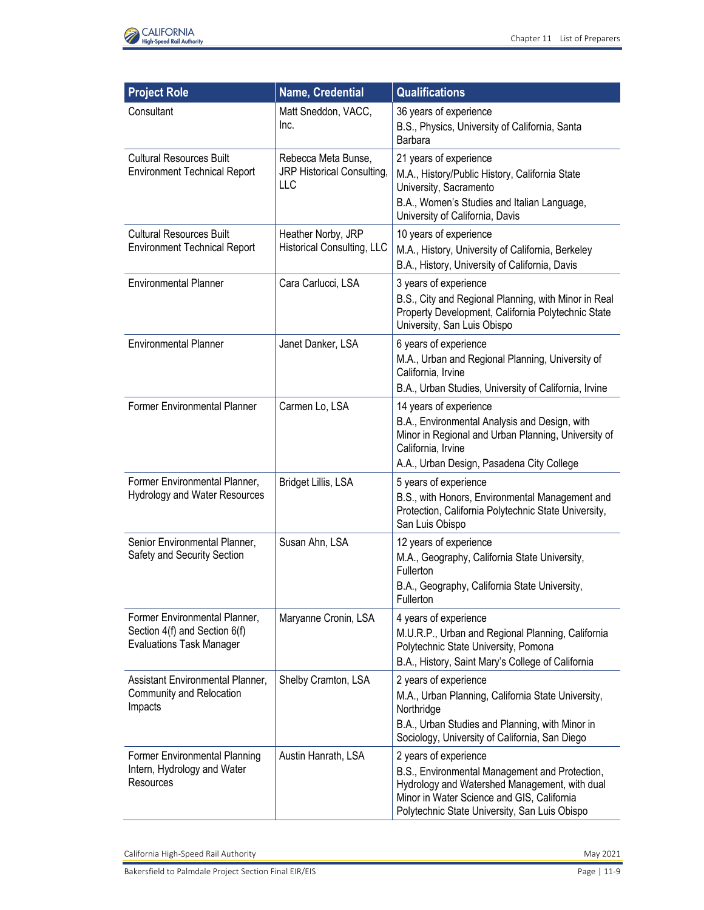| Project Role | Name, Credential | Qualifications |
| --- | --- | --- |
| Consultant | Matt Sneddon, VACC, Inc. | 36 years of experience<br>B.S., Physics, University of California, Santa Barbara |
| Cultural Resources Built Environment Technical Report | Rebecca Meta Bunse, JRP Historical Consulting, LLC | 21 years of experience<br>M.A., History/Public History, California State University, Sacramento<br>B.A., Women's Studies and Italian Language, University of California, Davis |
| Cultural Resources Built Environment Technical Report | Heather Norby, JRP Historical Consulting, LLC | 10 years of experience<br>M.A., History, University of California, Berkeley<br>B.A., History, University of California, Davis |
| Environmental Planner | Cara Carlucci, LSA | 3 years of experience<br>B.S., City and Regional Planning, with Minor in Real Property Development, California Polytechnic State University, San Luis Obispo |
| Environmental Planner | Janet Danker, LSA | 6 years of experience<br>M.A., Urban and Regional Planning, University of California, Irvine<br>B.A., Urban Studies, University of California, Irvine |
| Former Environmental Planner | Carmen Lo, LSA | 14 years of experience<br>B.A., Environmental Analysis and Design, with Minor in Regional and Urban Planning, University of California, Irvine<br>A.A., Urban Design, Pasadena City College |
| Former Environmental Planner, Hydrology and Water Resources | Bridget Lillis, LSA | 5 years of experience<br>B.S., with Honors, Environmental Management and Protection, California Polytechnic State University, San Luis Obispo |
| Senior Environmental Planner, Safety and Security Section | Susan Ahn, LSA | 12 years of experience<br>M.A., Geography, California State University, Fullerton<br>B.A., Geography, California State University, Fullerton |
| Former Environmental Planner, Section 4(f) and Section 6(f) Evaluations Task Manager | Maryanne Cronin, LSA | 4 years of experience<br>M.U.R.P., Urban and Regional Planning, California Polytechnic State University, Pomona<br>B.A., History, Saint Mary's College of California |
| Assistant Environmental Planner, Community and Relocation Impacts | Shelby Cramton, LSA | 2 years of experience<br>M.A., Urban Planning, California State University, Northridge<br>B.A., Urban Studies and Planning, with Minor in Sociology, University of California, San Diego |
| Former Environmental Planning Intern, Hydrology and Water Resources | Austin Hanrath, LSA | 2 years of experience<br>B.S., Environmental Management and Protection, Hydrology and Watershed Management, with dual Minor in Water Science and GIS, California Polytechnic State University, San Luis Obispo |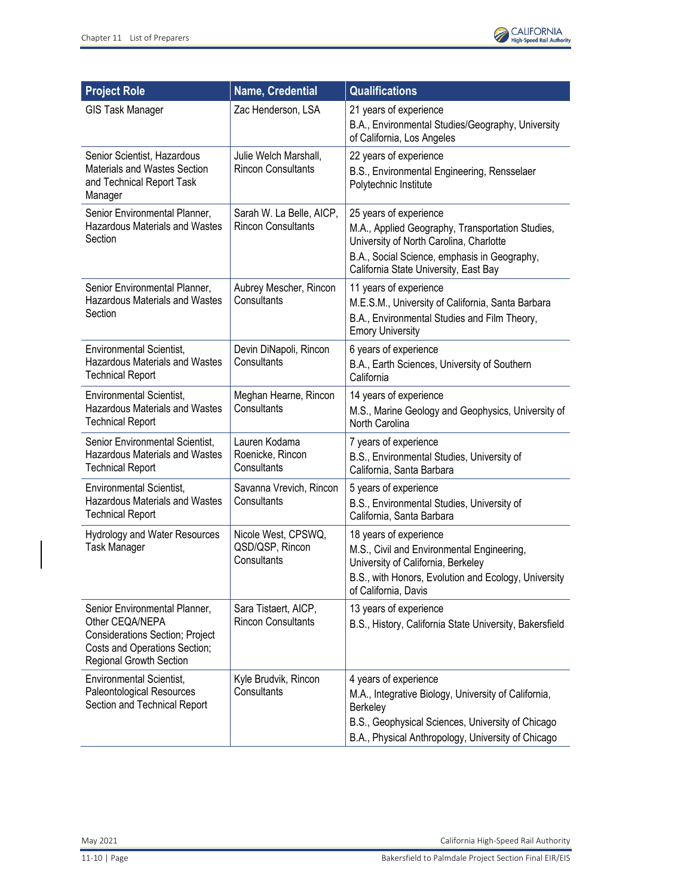| Project Role | Name, Credential | Qualifications |
|---|---|---|
| GIS Task Manager | Zac Henderson, LSA | 21 years of experience<br>B.A., Environmental Studies/Geography, University of California, Los Angeles |
| Senior Scientist, Hazardous Materials and Wastes Section and Technical Report Task Manager | Julie Welch Marshall, Rincon Consultants | 22 years of experience<br>B.S., Environmental Engineering, Rensselaer Polytechnic Institute |
| Senior Environmental Planner, Hazardous Materials and Wastes Section | Sarah W. La Belle, AICP, Rincon Consultants | 25 years of experience<br>M.A., Applied Geography, Transportation Studies, University of North Carolina, Charlotte<br>B.A., Social Science, emphasis in Geography, California State University, East Bay |
| Senior Environmental Planner, Hazardous Materials and Wastes Section | Aubrey Mescher, Rincon Consultants | 11 years of experience<br>M.E.S.M., University of California, Santa Barbara<br>B.A., Environmental Studies and Film Theory, Emory University |
| Environmental Scientist, Hazardous Materials and Wastes Technical Report | Devin DiNapoli, Rincon Consultants | 6 years of experience<br>B.A., Earth Sciences, University of Southern California |
| Environmental Scientist, Hazardous Materials and Wastes Technical Report | Meghan Hearne, Rincon Consultants | 14 years of experience<br>M.S., Marine Geology and Geophysics, University of North Carolina |
| Senior Environmental Scientist, Hazardous Materials and Wastes Technical Report | Lauren Kodama Roenicke, Rincon Consultants | 7 years of experience<br>B.S., Environmental Studies, University of California, Santa Barbara |
| Environmental Scientist, Hazardous Materials and Wastes Technical Report | Savanna Vrevich, Rincon Consultants | 5 years of experience<br>B.S., Environmental Studies, University of California, Santa Barbara |
| Hydrology and Water Resources Task Manager | Nicole West, CPSWQ, QSD/QSP, Rincon Consultants | 18 years of experience<br>M.S., Civil and Environmental Engineering, University of California, Berkeley<br>B.S., with Honors, Evolution and Ecology, University of California, Davis |
| Senior Environmental Planner, Other CEQA/NEPA Considerations Section; Project Costs and Operations Section; Regional Growth Section | Sara Tistaert, AICP, Rincon Consultants | 13 years of experience<br>B.S., History, California State University, Bakersfield |
| Environmental Scientist, Paleontological Resources Section and Technical Report | Kyle Brudvik, Rincon Consultants | 4 years of experience<br>M.A., Integrative Biology, University of California, Berkeley<br>B.S., Geophysical Sciences, University of Chicago<br>B.A., Physical Anthropology, University of Chicago |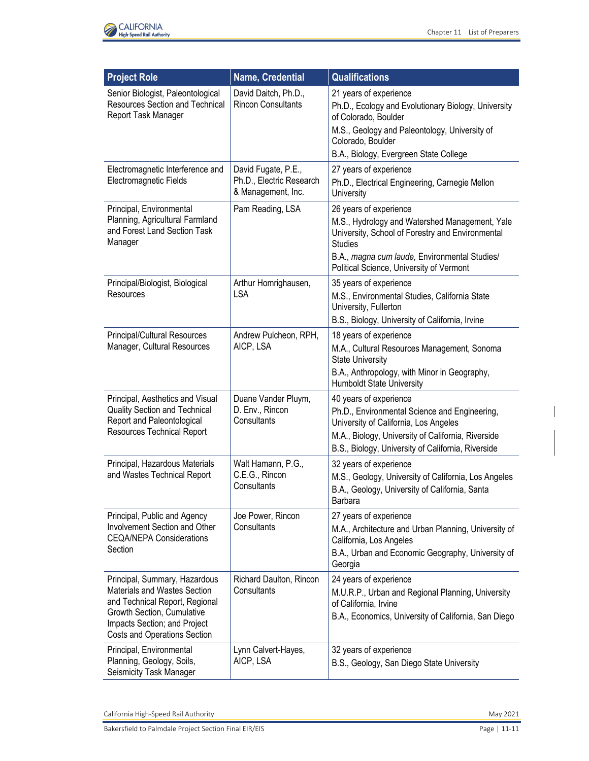| Project Role | Name, Credential | Qualifications |
| --- | --- | --- |
| Senior Biologist, Paleontological Resources Section and Technical Report Task Manager | David Daitch, Ph.D., Rincon Consultants | 21 years of experience<br>Ph.D., Ecology and Evolutionary Biology, University of Colorado, Boulder<br>M.S., Geology and Paleontology, University of Colorado, Boulder<br>B.A., Biology, Evergreen State College |
| Electromagnetic Interference and Electromagnetic Fields | David Fugate, P.E., Ph.D., Electric Research & Management, Inc. | 27 years of experience<br>Ph.D., Electrical Engineering, Carnegie Mellon University |
| Principal, Environmental Planning, Agricultural Farmland and Forest Land Section Task Manager | Pam Reading, LSA | 26 years of experience<br>M.S., Hydrology and Watershed Management, Yale University, School of Forestry and Environmental Studies<br>B.A., *magna cum laude,* Environmental Studies/ Political Science, University of Vermont |
| Principal/Biologist, Biological Resources | Arthur Homrighausen, LSA | 35 years of experience<br>M.S., Environmental Studies, California State University, Fullerton<br>B.S., Biology, University of California, Irvine |
| Principal/Cultural Resources Manager, Cultural Resources | Andrew Pulcheon, RPH, AICP, LSA | 18 years of experience<br>M.A., Cultural Resources Management, Sonoma State University<br>B.A., Anthropology, with Minor in Geography, Humboldt State University |
| Principal, Aesthetics and Visual Quality Section and Technical Report and Paleontological Resources Technical Report | Duane Vander Pluym, D. Env., Rincon Consultants | 40 years of experience<br>Ph.D., Environmental Science and Engineering, University of California, Los Angeles<br>M.A., Biology, University of California, Riverside<br>B.S., Biology, University of California, Riverside |
| Principal, Hazardous Materials and Wastes Technical Report | Walt Hamann, P.G., C.E.G., Rincon Consultants | 32 years of experience<br>M.S., Geology, University of California, Los Angeles<br>B.A., Geology, University of California, Santa Barbara |
| Principal, Public and Agency Involvement Section and Other CEQA/NEPA Considerations Section | Joe Power, Rincon Consultants | 27 years of experience<br>M.A., Architecture and Urban Planning, University of California, Los Angeles<br>B.A., Urban and Economic Geography, University of Georgia |
| Principal, Summary, Hazardous Materials and Wastes Section and Technical Report, Regional Growth Section, Cumulative Impacts Section; and Project Costs and Operations Section | Richard Daulton, Rincon Consultants | 24 years of experience<br>M.U.R.P., Urban and Regional Planning, University of California, Irvine<br>B.A., Economics, University of California, San Diego |
| Principal, Environmental Planning, Geology, Soils, Seismicity Task Manager | Lynn Calvert-Hayes, AICP, LSA | 32 years of experience<br>B.S., Geology, San Diego State University |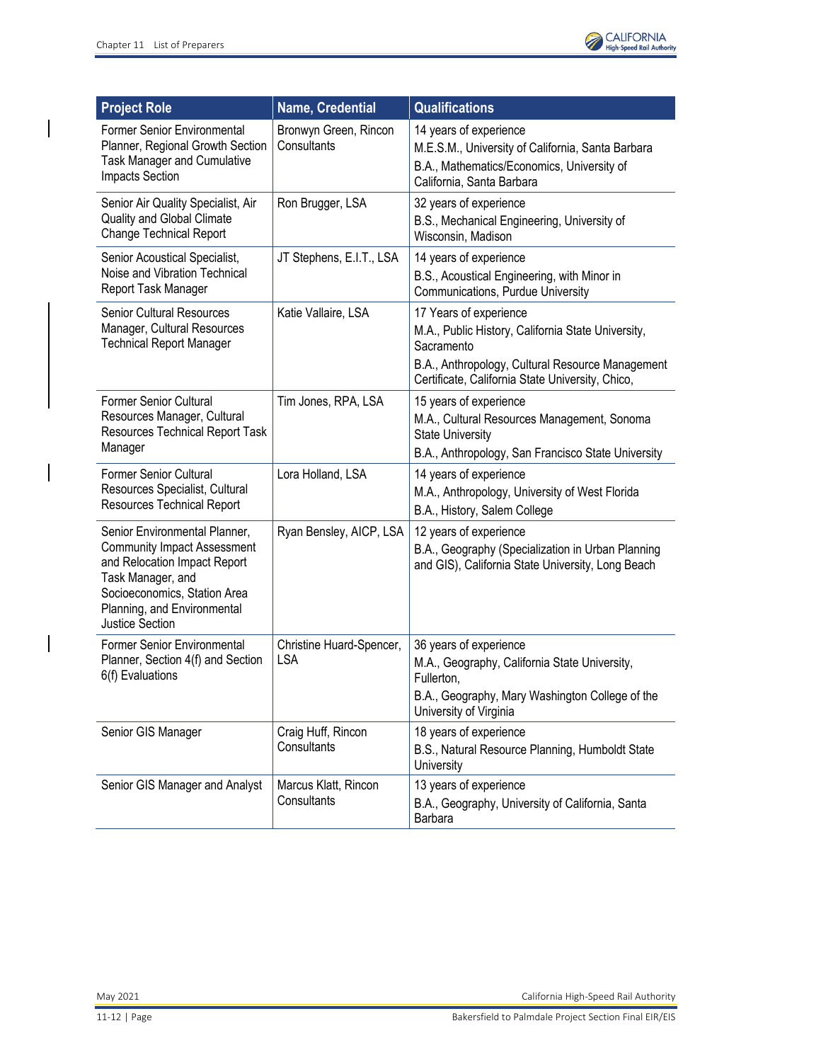| Project Role | Name, Credential | Qualifications |
|---|---|---|
| Former Senior Environmental Planner, Regional Growth Section Task Manager and Cumulative Impacts Section | Bronwyn Green, Rincon Consultants | 14 years of experience<br>M.E.S.M., University of California, Santa Barbara<br>B.A., Mathematics/Economics, University of California, Santa Barbara |
| Senior Air Quality Specialist, Air Quality and Global Climate Change Technical Report | Ron Brugger, LSA | 32 years of experience<br>B.S., Mechanical Engineering, University of Wisconsin, Madison |
| Senior Acoustical Specialist, Noise and Vibration Technical Report Task Manager | JT Stephens, E.I.T., LSA | 14 years of experience<br>B.S., Acoustical Engineering, with Minor in Communications, Purdue University |
| Senior Cultural Resources Manager, Cultural Resources Technical Report Manager | Katie Vallaire, LSA | 17 Years of experience<br>M.A., Public History, California State University, Sacramento<br>B.A., Anthropology, Cultural Resource Management Certificate, California State University, Chico, |
| Former Senior Cultural Resources Manager, Cultural Resources Technical Report Task Manager | Tim Jones, RPA, LSA | 15 years of experience<br>M.A., Cultural Resources Management, Sonoma State University<br>B.A., Anthropology, San Francisco State University |
| Former Senior Cultural Resources Specialist, Cultural Resources Technical Report | Lora Holland, LSA | 14 years of experience<br>M.A., Anthropology, University of West Florida<br>B.A., History, Salem College |
| Senior Environmental Planner, Community Impact Assessment and Relocation Impact Report Task Manager, and Socioeconomics, Station Area Planning, and Environmental Justice Section | Ryan Bensley, AICP, LSA | 12 years of experience<br>B.A., Geography (Specialization in Urban Planning and GIS), California State University, Long Beach |
| Former Senior Environmental Planner, Section 4(f) and Section 6(f) Evaluations | Christine Huard-Spencer, LSA | 36 years of experience<br>M.A., Geography, California State University, Fullerton,<br>B.A., Geography, Mary Washington College of the University of Virginia |
| Senior GIS Manager | Craig Huff, Rincon Consultants | 18 years of experience<br>B.S., Natural Resource Planning, Humboldt State University |
| Senior GIS Manager and Analyst | Marcus Klatt, Rincon Consultants | 13 years of experience<br>B.A., Geography, University of California, Santa Barbara |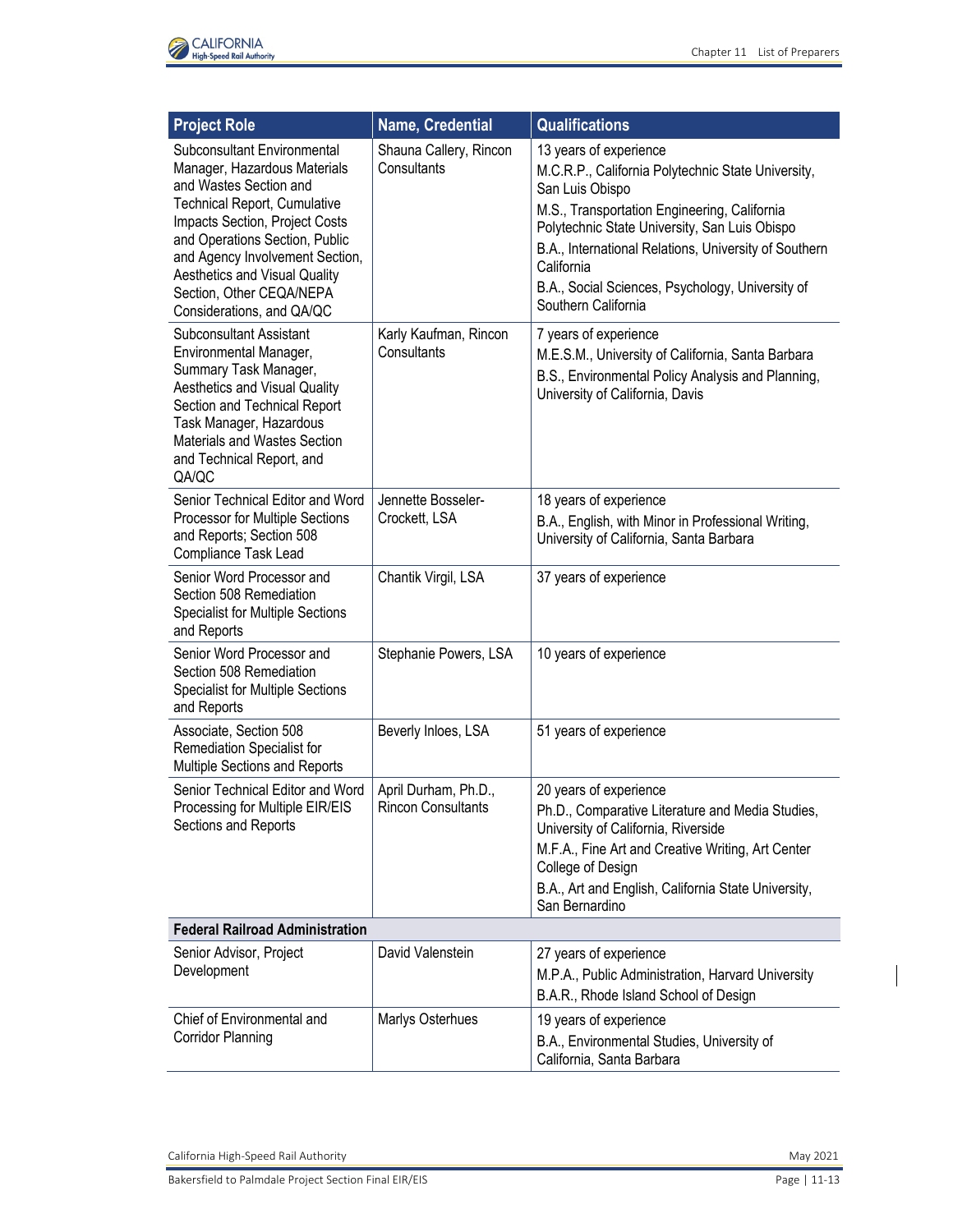| Project Role | Name, Credential | Qualifications |
|---|---|---|
| Subconsultant Environmental Manager, Hazardous Materials and Wastes Section and Technical Report, Cumulative Impacts Section, Project Costs and Operations Section, Public and Agency Involvement Section, Aesthetics and Visual Quality Section, Other CEQA/NEPA Considerations, and QA/QC | Shauna Callery, Rincon Consultants | 13 years of experience<br>M.C.R.P., California Polytechnic State University, San Luis Obispo<br>M.S., Transportation Engineering, California Polytechnic State University, San Luis Obispo<br>B.A., International Relations, University of Southern California<br>B.A., Social Sciences, Psychology, University of Southern California |
| Subconsultant Assistant Environmental Manager, Summary Task Manager, Aesthetics and Visual Quality Section and Technical Report Task Manager, Hazardous Materials and Wastes Section and Technical Report, and QA/QC | Karly Kaufman, Rincon Consultants | 7 years of experience<br>M.E.S.M., University of California, Santa Barbara<br>B.S., Environmental Policy Analysis and Planning, University of California, Davis |
| Senior Technical Editor and Word Processor for Multiple Sections and Reports; Section 508 Compliance Task Lead | Jennette Bosseler-Crockett, LSA | 18 years of experience<br>B.A., English, with Minor in Professional Writing, University of California, Santa Barbara |
| Senior Word Processor and Section 508 Remediation Specialist for Multiple Sections and Reports | Chantik Virgil, LSA | 37 years of experience |
| Senior Word Processor and Section 508 Remediation Specialist for Multiple Sections and Reports | Stephanie Powers, LSA | 10 years of experience |
| Associate, Section 508 Remediation Specialist for Multiple Sections and Reports | Beverly Inloes, LSA | 51 years of experience |
| Senior Technical Editor and Word Processing for Multiple EIR/EIS Sections and Reports | April Durham, Ph.D., Rincon Consultants | 20 years of experience<br>Ph.D., Comparative Literature and Media Studies, University of California, Riverside<br>M.F.A., Fine Art and Creative Writing, Art Center College of Design<br>B.A., Art and English, California State University, San Bernardino |
| **Federal Railroad Administration** | | |
| Senior Advisor, Project Development | David Valenstein | 27 years of experience<br>M.P.A., Public Administration, Harvard University<br>B.A.R., Rhode Island School of Design |
| Chief of Environmental and Corridor Planning | Marlys Osterhues | 19 years of experience<br>B.A., Environmental Studies, University of California, Santa Barbara |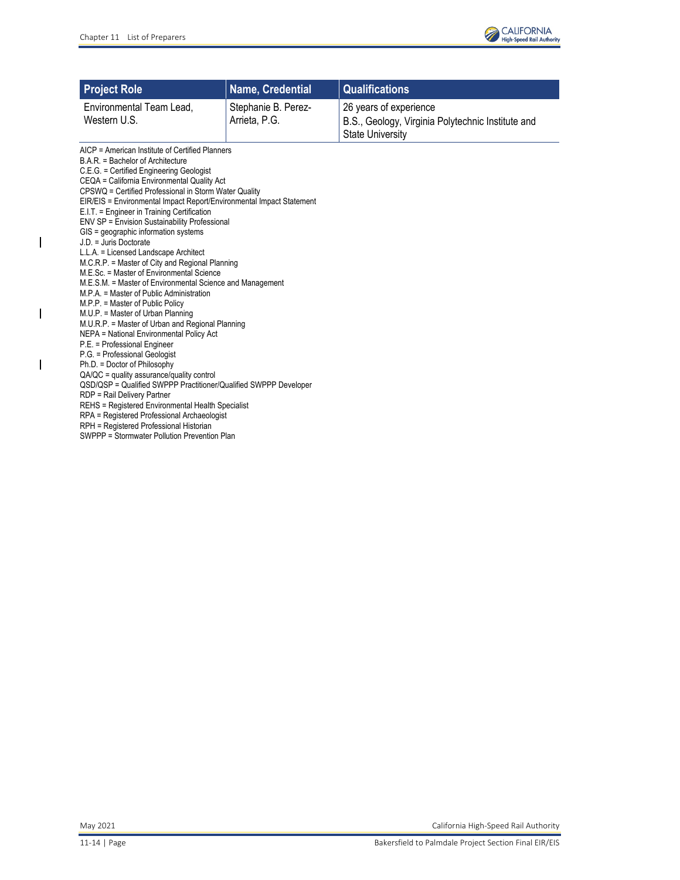| Project Role | Name, Credential | Qualifications |
|---|---|---|
| Environmental Team Lead, Western U.S. | Stephanie B. Perez-Arrieta, P.G. | 26 years of experience<br>B.S., Geology, Virginia Polytechnic Institute and State University |

AICP = American Institute of Certified Planners
B.A.R. = Bachelor of Architecture
C.E.G. = Certified Engineering Geologist
CEQA = California Environmental Quality Act
CPSWQ = Certified Professional in Storm Water Quality
EIR/EIS = Environmental Impact Report/Environmental Impact Statement
E.I.T. = Engineer in Training Certification
ENV SP = Envision Sustainability Professional
GIS = geographic information systems
J.D. = Juris Doctorate
L.L.A. = Licensed Landscape Architect
M.C.R.P. = Master of City and Regional Planning
M.E.Sc. = Master of Environmental Science
M.E.S.M. = Master of Environmental Science and Management
M.P.A. = Master of Public Administration
M.P.P. = Master of Public Policy
M.U.P. = Master of Urban Planning
M.U.R.P. = Master of Urban and Regional Planning
NEPA = National Environmental Policy Act
P.E. = Professional Engineer
P.G. = Professional Geologist
Ph.D. = Doctor of Philosophy
QA/QC = quality assurance/quality control
QSD/QSP = Qualified SWPPP Practitioner/Qualified SWPPP Developer
RDP = Rail Delivery Partner
REHS = Registered Environmental Health Specialist
RPA = Registered Professional Archaeologist
RPH = Registered Professional Historian
SWPPP = Stormwater Pollution Prevention Plan